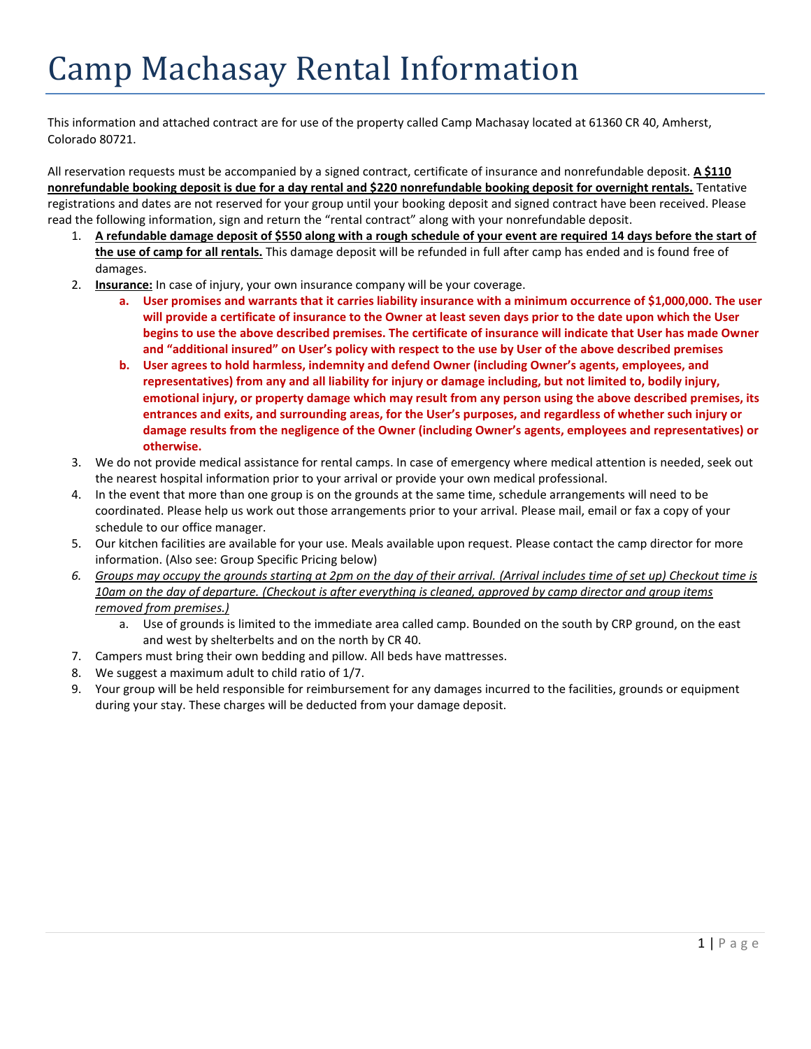# Camp Machasay Rental Information

This information and attached contract are for use of the property called Camp Machasay located at 61360 CR 40, Amherst, Colorado 80721.

All reservation requests must be accompanied by a signed contract, certificate of insurance and nonrefundable deposit. **A $110 nonrefundable booking deposit is due for a day rental and $220 nonrefundable booking deposit for overnight rentals.** Tentative registrations and dates are not reserved for your group until your booking deposit and signed contract have been received. Please read the following information, sign and return the "rental contract" along with your nonrefundable deposit.

1. **A refundable damage deposit of $550 along with a rough schedule of your event are required 14 days before the start of the use of camp for all rentals.** This damage deposit will be refunded in full after camp has ended and is found free of damages.
2. **Insurance:** In case of injury, your own insurance company will be your coverage.
   a. **User promises and warrants that it carries liability insurance with a minimum occurrence of $1,000,000. The user will provide a certificate of insurance to the Owner at least seven days prior to the date upon which the User begins to use the above described premises. The certificate of insurance will indicate that User has made Owner and "additional insured" on User's policy with respect to the use by User of the above described premises**
   b. **User agrees to hold harmless, indemnity and defend Owner (including Owner's agents, employees, and representatives) from any and all liability for injury or damage including, but not limited to, bodily injury, emotional injury, or property damage which may result from any person using the above described premises, its entrances and exits, and surrounding areas, for the User's purposes, and regardless of whether such injury or damage results from the negligence of the Owner (including Owner's agents, employees and representatives) or otherwise.**
3. We do not provide medical assistance for rental camps. In case of emergency where medical attention is needed, seek out the nearest hospital information prior to your arrival or provide your own medical professional.
4. In the event that more than one group is on the grounds at the same time, schedule arrangements will need to be coordinated. Please help us work out those arrangements prior to your arrival. Please mail, email or fax a copy of your schedule to our office manager.
5. Our kitchen facilities are available for your use. Meals available upon request. Please contact the camp director for more information. (Also see: Group Specific Pricing below)
6. *Groups may occupy the grounds starting at 2pm on the day of their arrival. (Arrival includes time of set up) Checkout time is 10am on the day of departure. (Checkout is after everything is cleaned, approved by camp director and group items removed from premises.)*
   a. Use of grounds is limited to the immediate area called camp. Bounded on the south by CRP ground, on the east and west by shelterbelts and on the north by CR 40.
7. Campers must bring their own bedding and pillow. All beds have mattresses.
8. We suggest a maximum adult to child ratio of 1/7.
9. Your group will be held responsible for reimbursement for any damages incurred to the facilities, grounds or equipment during your stay. These charges will be deducted from your damage deposit.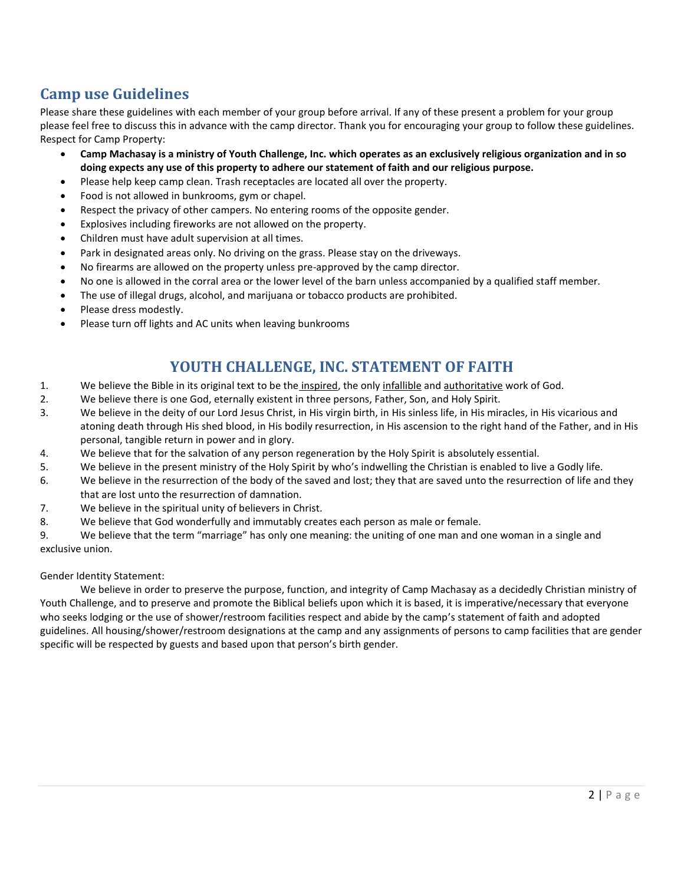## Camp use Guidelines

Please share these guidelines with each member of your group before arrival. If any of these present a problem for your group please feel free to discuss this in advance with the camp director. Thank you for encouraging your group to follow these guidelines.
Respect for Camp Property:

- **Camp Machasay is a ministry of Youth Challenge, Inc. which operates as an exclusively religious organization and in so doing expects any use of this property to adhere our statement of faith and our religious purpose.**
- Please help keep camp clean. Trash receptacles are located all over the property.
- Food is not allowed in bunkrooms, gym or chapel.
- Respect the privacy of other campers. No entering rooms of the opposite gender.
- Explosives including fireworks are not allowed on the property.
- Children must have adult supervision at all times.
- Park in designated areas only. No driving on the grass. Please stay on the driveways.
- No firearms are allowed on the property unless pre-approved by the camp director.
- No one is allowed in the corral area or the lower level of the barn unless accompanied by a qualified staff member.
- The use of illegal drugs, alcohol, and marijuana or tobacco products are prohibited.
- Please dress modestly.
- Please turn off lights and AC units when leaving bunkrooms

## YOUTH CHALLENGE, INC. STATEMENT OF FAITH

1. We believe the Bible in its original text to be the inspired, the only infallible and authoritative work of God.
2. We believe there is one God, eternally existent in three persons, Father, Son, and Holy Spirit.
3. We believe in the deity of our Lord Jesus Christ, in His virgin birth, in His sinless life, in His miracles, in His vicarious and atoning death through His shed blood, in His bodily resurrection, in His ascension to the right hand of the Father, and in His personal, tangible return in power and in glory.
4. We believe that for the salvation of any person regeneration by the Holy Spirit is absolutely essential.
5. We believe in the present ministry of the Holy Spirit by who's indwelling the Christian is enabled to live a Godly life.
6. We believe in the resurrection of the body of the saved and lost; they that are saved unto the resurrection of life and they that are lost unto the resurrection of damnation.
7. We believe in the spiritual unity of believers in Christ.
8. We believe that God wonderfully and immutably creates each person as male or female.
9. We believe that the term "marriage" has only one meaning: the uniting of one man and one woman in a single and exclusive union.

Gender Identity Statement:

We believe in order to preserve the purpose, function, and integrity of Camp Machasay as a decidedly Christian ministry of Youth Challenge, and to preserve and promote the Biblical beliefs upon which it is based, it is imperative/necessary that everyone who seeks lodging or the use of shower/restroom facilities respect and abide by the camp's statement of faith and adopted guidelines. All housing/shower/restroom designations at the camp and any assignments of persons to camp facilities that are gender specific will be respected by guests and based upon that person's birth gender.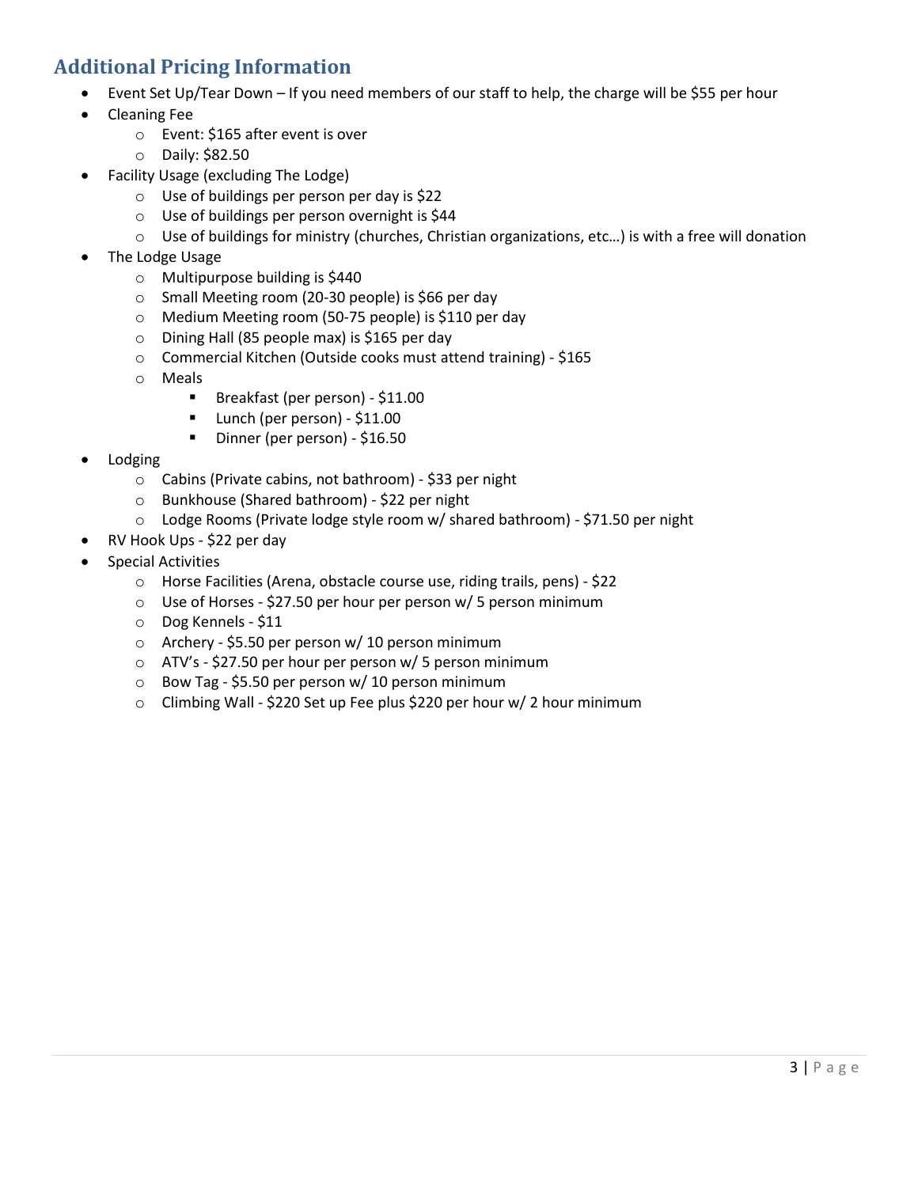## Additional Pricing Information

- Event Set Up/Tear Down – If you need members of our staff to help, the charge will be $55 per hour
- Cleaning Fee
    - Event: $165 after event is over
    - Daily: $82.50
- Facility Usage (excluding The Lodge)
    - Use of buildings per person per day is $22
    - Use of buildings per person overnight is $44
    - Use of buildings for ministry (churches, Christian organizations, etc…) is with a free will donation
- The Lodge Usage
    - Multipurpose building is $440
    - Small Meeting room (20-30 people) is $66 per day
    - Medium Meeting room (50-75 people) is $110 per day
    - Dining Hall (85 people max) is $165 per day
    - Commercial Kitchen (Outside cooks must attend training) - $165
    - Meals
        - Breakfast (per person) - $11.00
        - Lunch (per person) - $11.00
        - Dinner (per person) - $16.50
- Lodging
    - Cabins (Private cabins, not bathroom) - $33 per night
    - Bunkhouse (Shared bathroom) - $22 per night
    - Lodge Rooms (Private lodge style room w/ shared bathroom) - $71.50 per night
- RV Hook Ups - $22 per day
- Special Activities
    - Horse Facilities (Arena, obstacle course use, riding trails, pens) - $22
    - Use of Horses - $27.50 per hour per person w/ 5 person minimum
    - Dog Kennels - $11
    - Archery - $5.50 per person w/ 10 person minimum
    - ATV's - $27.50 per hour per person w/ 5 person minimum
    - Bow Tag - $5.50 per person w/ 10 person minimum
    - Climbing Wall - $220 Set up Fee plus $220 per hour w/ 2 hour minimum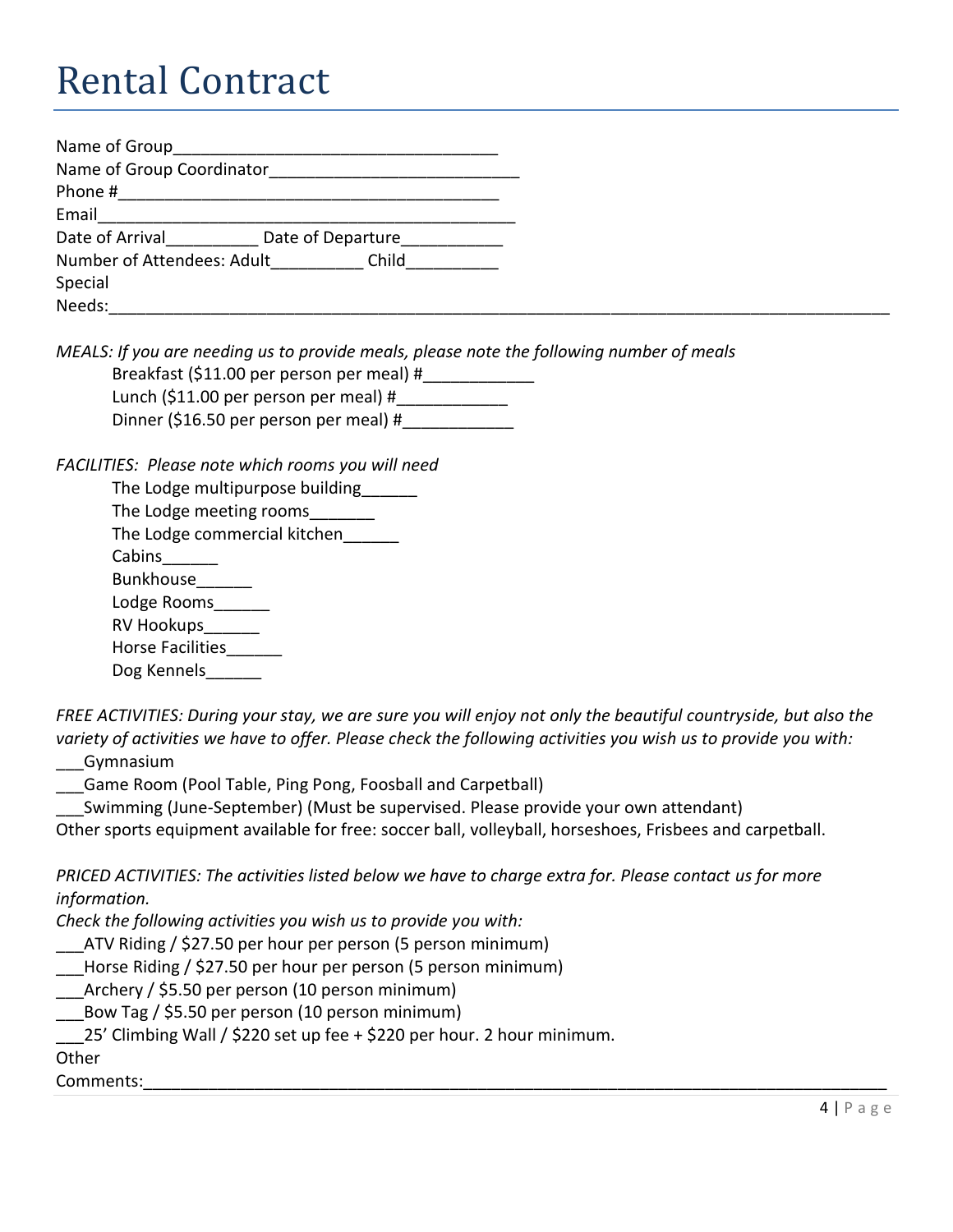# Rental Contract

Name of Group___________________________________
Name of Group Coordinator__________________________
Phone #________________________________________
Email___________________________________________
Date of Arrival__________ Date of Departure___________
Number of Attendees: Adult__________ Child__________
Special
Needs:__________________________________________________________________________________

*MEALS: If you are needing us to provide meals, please note the following number of meals*

Breakfast ($11.00 per person per meal) #____________
Lunch ($11.00 per person per meal) #____________
Dinner ($16.50 per person per meal) #____________

*FACILITIES: Please note which rooms you will need*

The Lodge multipurpose building______
The Lodge meeting rooms_______
The Lodge commercial kitchen______
Cabins______
Bunkhouse______
Lodge Rooms______
RV Hookups______
Horse Facilities______
Dog Kennels______

*FREE ACTIVITIES: During your stay, we are sure you will enjoy not only the beautiful countryside, but also the variety of activities we have to offer. Please check the following activities you wish us to provide you with:*

___Gymnasium
___Game Room (Pool Table, Ping Pong, Foosball and Carpetball)
___Swimming (June-September) (Must be supervised. Please provide your own attendant)
Other sports equipment available for free: soccer ball, volleyball, horseshoes, Frisbees and carpetball.

*PRICED ACTIVITIES: The activities listed below we have to charge extra for. Please contact us for more information.*
*Check the following activities you wish us to provide you with:*

___ATV Riding / $27.50 per hour per person (5 person minimum)
___Horse Riding / $27.50 per hour per person (5 person minimum)
___Archery / $5.50 per person (10 person minimum)
___Bow Tag / $5.50 per person (10 person minimum)
___25' Climbing Wall / $220 set up fee + $220 per hour. 2 hour minimum.
Other
Comments:________________________________________________________________________________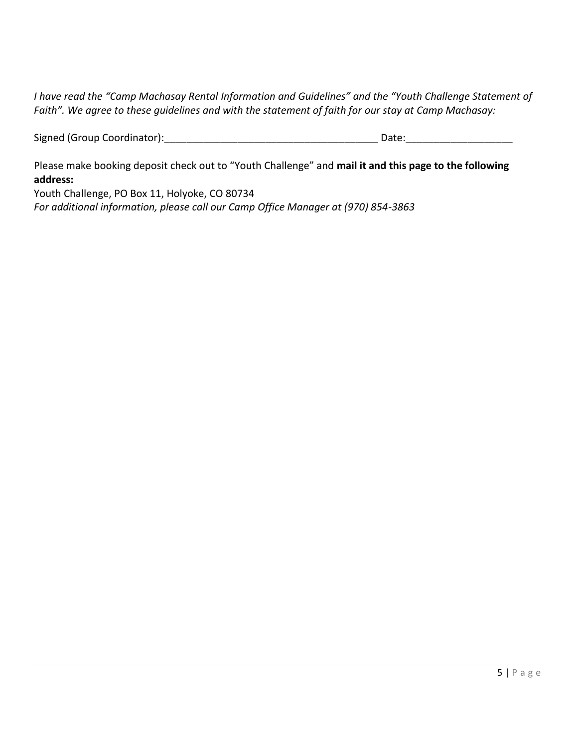*I have read the "Camp Machasay Rental Information and Guidelines" and the "Youth Challenge Statement of Faith". We agree to these guidelines and with the statement of faith for our stay at Camp Machasay:*

Signed (Group Coordinator):_____________________________________ Date:__________________

Please make booking deposit check out to "Youth Challenge" and **mail it and this page to the following address:**

Youth Challenge, PO Box 11, Holyoke, CO 80734

*For additional information, please call our Camp Office Manager at (970) 854-3863*